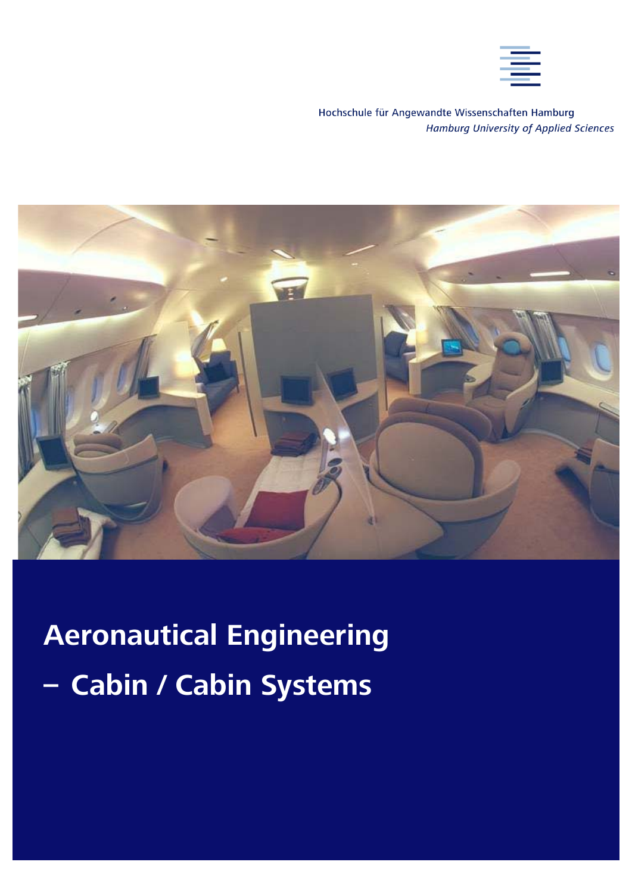Hochschule für Angewandte Wissenschaften Hamburg

*Hamburg University of Applied Sciences*

# Aeronautical Engineering

# – Cabin / Cabin Systems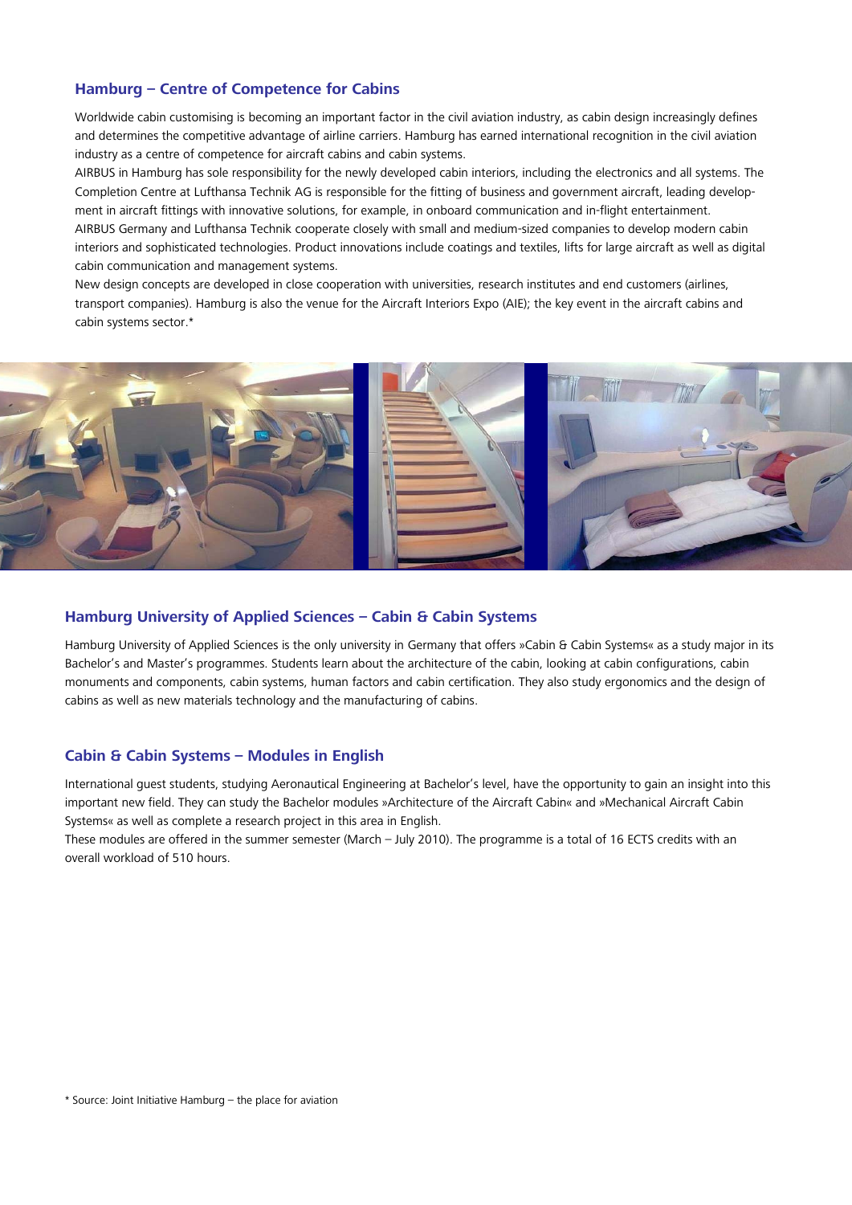## Hamburg – Centre of Competence for Cabins

Worldwide cabin customising is becoming an important factor in the civil aviation industry, as cabin design increasingly defines and determines the competitive advantage of airline carriers. Hamburg has earned international recognition in the civil aviation industry as a centre of competence for aircraft cabins and cabin systems.

AIRBUS in Hamburg has sole responsibility for the newly developed cabin interiors, including the electronics and all systems. The Completion Centre at Lufthansa Technik AG is responsible for the fitting of business and government aircraft, leading development in aircraft fittings with innovative solutions, for example, in onboard communication and in-flight entertainment.

AIRBUS Germany and Lufthansa Technik cooperate closely with small and medium-sized companies to develop modern cabin interiors and sophisticated technologies. Product innovations include coatings and textiles, lifts for large aircraft as well as digital cabin communication and management systems.

New design concepts are developed in close cooperation with universities, research institutes and end customers (airlines, transport companies). Hamburg is also the venue for the Aircraft Interiors Expo (AIE); the key event in the aircraft cabins and cabin systems sector.*

## Hamburg University of Applied Sciences – Cabin & Cabin Systems

Hamburg University of Applied Sciences is the only university in Germany that offers »Cabin & Cabin Systems« as a study major in its Bachelor's and Master's programmes. Students learn about the architecture of the cabin, looking at cabin configurations, cabin monuments and components, cabin systems, human factors and cabin certification. They also study ergonomics and the design of cabins as well as new materials technology and the manufacturing of cabins.

## Cabin & Cabin Systems – Modules in English

International guest students, studying Aeronautical Engineering at Bachelor's level, have the opportunity to gain an insight into this important new field. They can study the Bachelor modules »Architecture of the Aircraft Cabin« and »Mechanical Aircraft Cabin Systems« as well as complete a research project in this area in English.

These modules are offered in the summer semester (March – July 2010). The programme is a total of 16 ECTS credits with an overall workload of 510 hours.

* Source: Joint Initiative Hamburg – the place for aviation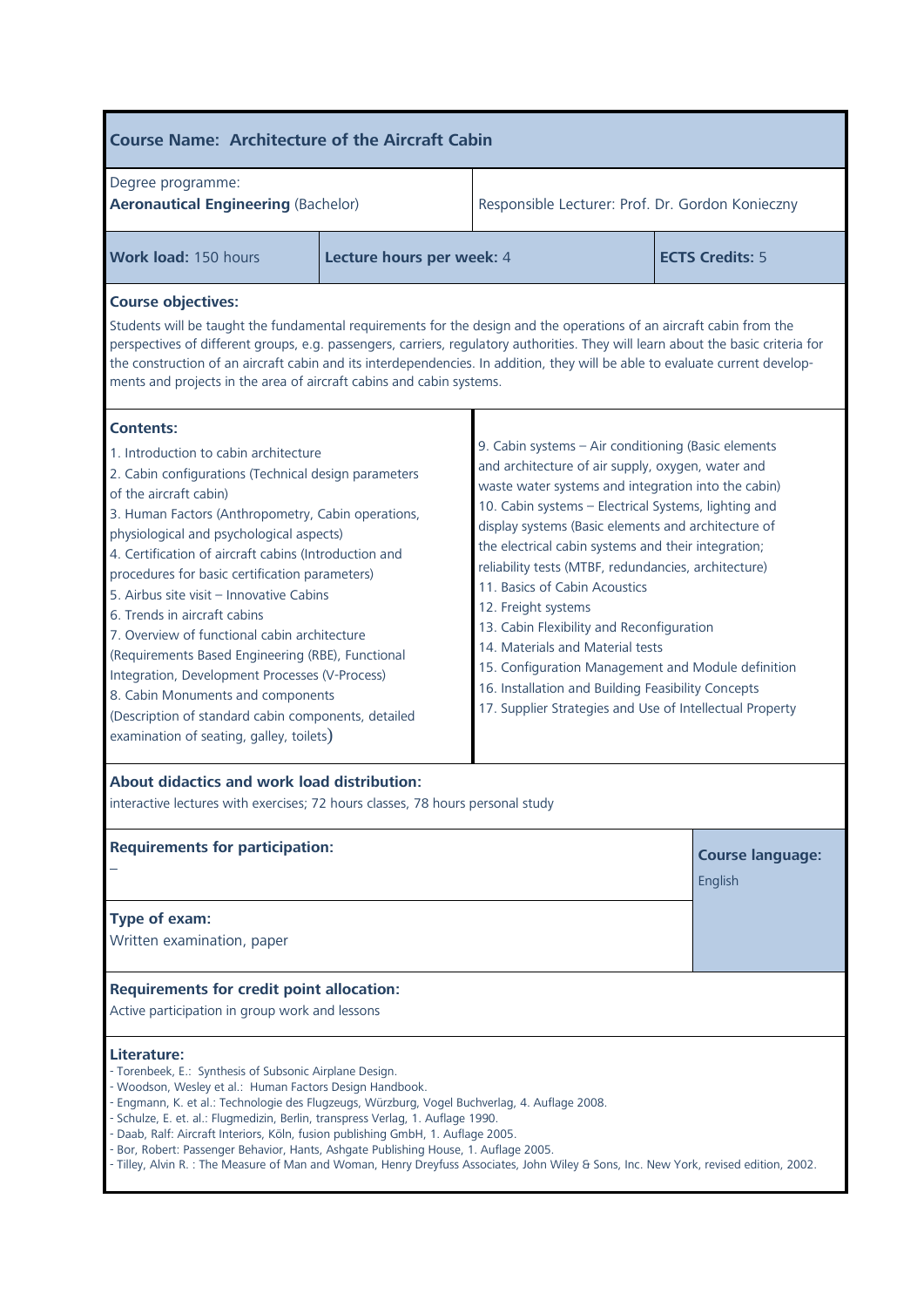## Course Name: Architecture of the Aircraft Cabin

| Degree programme: **Aeronautical Engineering** (Bachelor) | Responsible Lecturer: Prof. Dr. Gordon Konieczny | |
|---|---|---|
| **Work load:** 150 hours | **Lecture hours per week:** 4 | **ECTS Credits:** 5 |

**Course objectives:**

Students will be taught the fundamental requirements for the design and the operations of an aircraft cabin from the perspectives of different groups, e.g. passengers, carriers, regulatory authorities. They will learn about the basic criteria for the construction of an aircraft cabin and its interdependencies. In addition, they will be able to evaluate current developments and projects in the area of aircraft cabins and cabin systems.

**Contents:**

1. Introduction to cabin architecture
2. Cabin configurations (Technical design parameters of the aircraft cabin)
3. Human Factors (Anthropometry, Cabin operations, physiological and psychological aspects)
4. Certification of aircraft cabins (Introduction and procedures for basic certification parameters)
5. Airbus site visit – Innovative Cabins
6. Trends in aircraft cabins
7. Overview of functional cabin architecture (Requirements Based Engineering (RBE), Functional Integration, Development Processes (V-Process)
8. Cabin Monuments and components (Description of standard cabin components, detailed examination of seating, galley, toilets)
9. Cabin systems – Air conditioning (Basic elements and architecture of air supply, oxygen, water and waste water systems and integration into the cabin)
10. Cabin systems – Electrical Systems, lighting and display systems (Basic elements and architecture of the electrical cabin systems and their integration; reliability tests (MTBF, redundancies, architecture)
11. Basics of Cabin Acoustics
12. Freight systems
13. Cabin Flexibility and Reconfiguration
14. Materials and Material tests
15. Configuration Management and Module definition
16. Installation and Building Feasibility Concepts
17. Supplier Strategies and Use of Intellectual Property

**About didactics and work load distribution:**

interactive lectures with exercises; 72 hours classes, 78 hours personal study

**Requirements for participation:**

–

**Course language:** English

**Type of exam:**

Written examination, paper

**Requirements for credit point allocation:**

Active participation in group work and lessons

**Literature:**

- Torenbeek, E.: Synthesis of Subsonic Airplane Design.
- Woodson, Wesley et al.: Human Factors Design Handbook.
- Engmann, K. et al.: Technologie des Flugzeugs, Würzburg, Vogel Buchverlag, 4. Auflage 2008.
- Schulze, E. et. al.: Flugmedizin, Berlin, transpress Verlag, 1. Auflage 1990.
- Daab, Ralf: Aircraft Interiors, Köln, fusion publishing GmbH, 1. Auflage 2005.
- Bor, Robert: Passenger Behavior, Hants, Ashgate Publishing House, 1. Auflage 2005.
- Tilley, Alvin R. : The Measure of Man and Woman, Henry Dreyfuss Associates, John Wiley & Sons, Inc. New York, revised edition, 2002.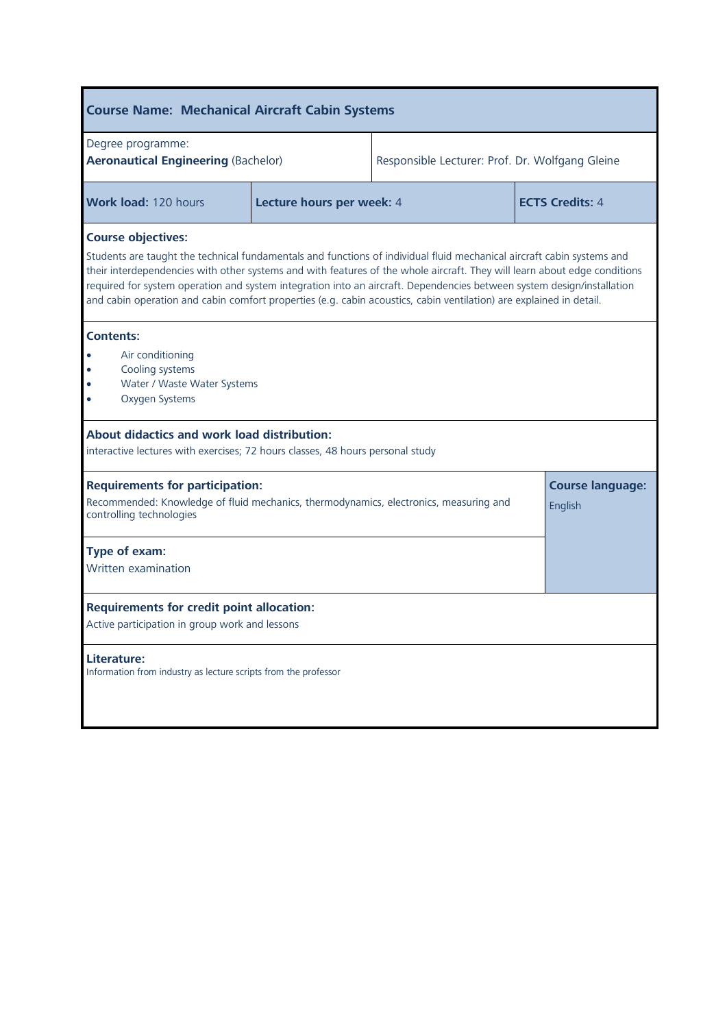## Course Name: Mechanical Aircraft Cabin Systems

| Degree programme: **Aeronautical Engineering** (Bachelor) | Responsible Lecturer: Prof. Dr. Wolfgang Gleine |
| --- | --- |

| **Work load:** 120 hours | **Lecture hours per week:** 4 | **ECTS Credits:** 4 |
| --- | --- | --- |

**Course objectives:**

Students are taught the technical fundamentals and functions of individual fluid mechanical aircraft cabin systems and their interdependencies with other systems and with features of the whole aircraft. They will learn about edge conditions required for system operation and system integration into an aircraft. Dependencies between system design/installation and cabin operation and cabin comfort properties (e.g. cabin acoustics, cabin ventilation) are explained in detail.

**Contents:**

- Air conditioning
- Cooling systems
- Water / Waste Water Systems
- Oxygen Systems

**About didactics and work load distribution:**

interactive lectures with exercises; 72 hours classes, 48 hours personal study

**Requirements for participation:**

Recommended: Knowledge of fluid mechanics, thermodynamics, electronics, measuring and controlling technologies

**Course language:** English

**Type of exam:**

Written examination

**Requirements for credit point allocation:**

Active participation in group work and lessons

**Literature:**

Information from industry as lecture scripts from the professor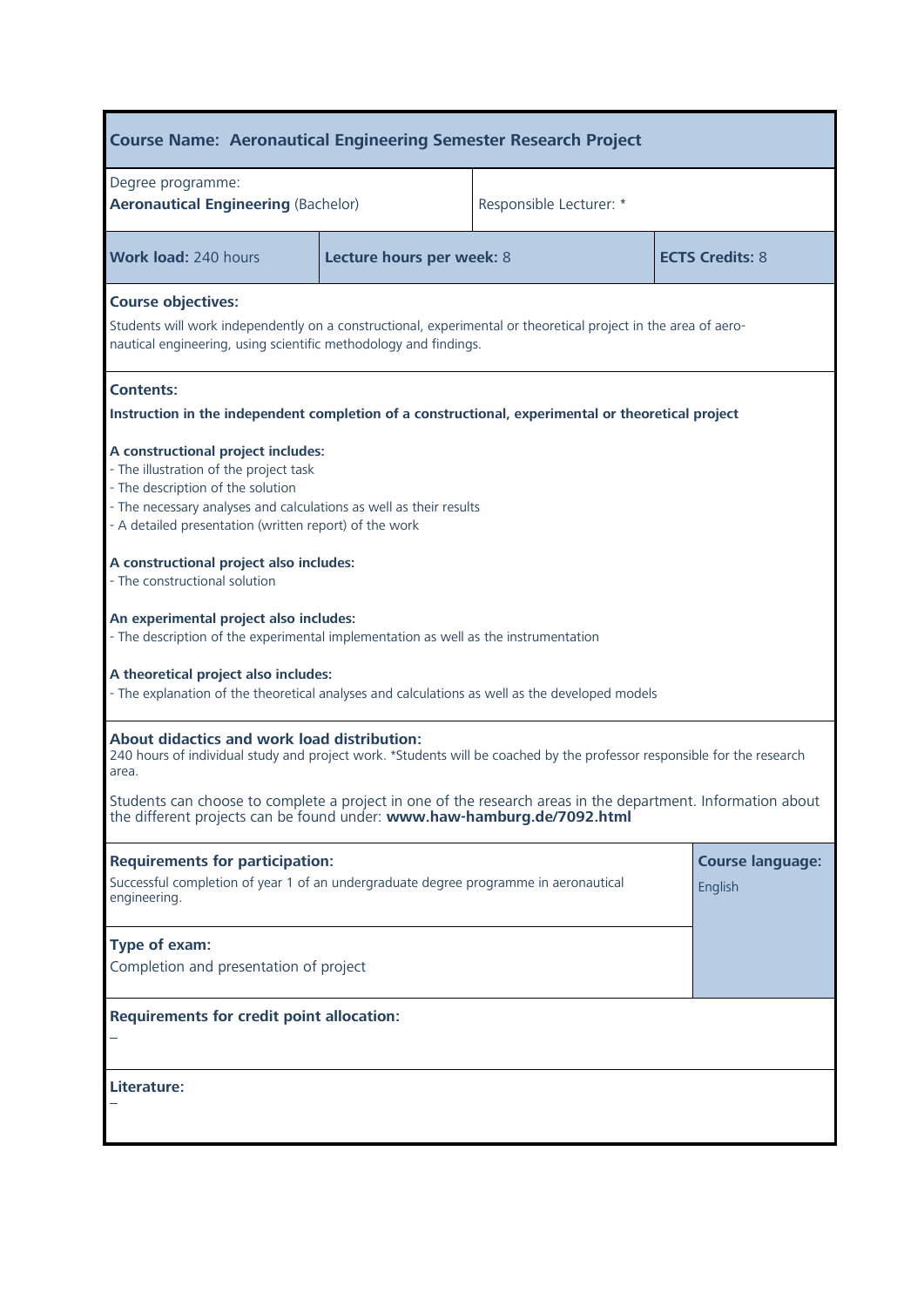## Course Name: Aeronautical Engineering Semester Research Project

| Degree programme: **Aeronautical Engineering** (Bachelor) | Responsible Lecturer: * |
|---|---|

| **Work load:** 240 hours | **Lecture hours per week:** 8 | **ECTS Credits:** 8 |
|---|---|---|

**Course objectives:**

Students will work independently on a constructional, experimental or theoretical project in the area of aeronautical engineering, using scientific methodology and findings.

**Contents:**

**Instruction in the independent completion of a constructional, experimental or theoretical project**

**A constructional project includes:**
- The illustration of the project task
- The description of the solution
- The necessary analyses and calculations as well as their results
- A detailed presentation (written report) of the work

**A constructional project also includes:**
- The constructional solution

**An experimental project also includes:**
- The description of the experimental implementation as well as the instrumentation

**A theoretical project also includes:**
- The explanation of the theoretical analyses and calculations as well as the developed models

**About didactics and work load distribution:**
240 hours of individual study and project work. *Students will be coached by the professor responsible for the research area.

Students can choose to complete a project in one of the research areas in the department. Information about the different projects can be found under: **www.haw-hamburg.de/7092.html**

**Requirements for participation:**
Successful completion of year 1 of an undergraduate degree programme in aeronautical engineering.

**Course language:**
English

**Type of exam:**
Completion and presentation of project

**Requirements for credit point allocation:**
–

**Literature:**
–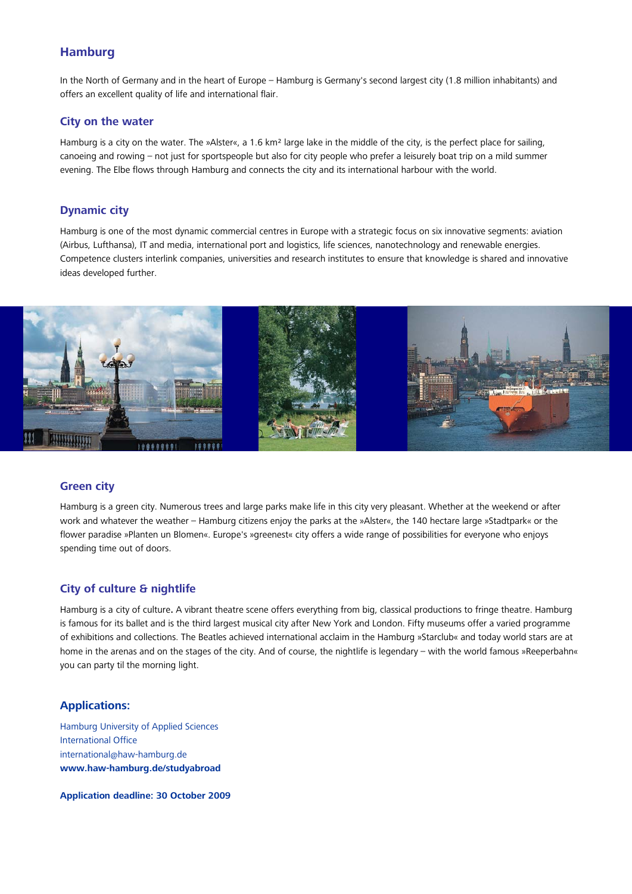## Hamburg

In the North of Germany and in the heart of Europe – Hamburg is Germany's second largest city (1.8 million inhabitants) and offers an excellent quality of life and international flair.

### City on the water

Hamburg is a city on the water. The »Alster«, a 1.6 km² large lake in the middle of the city, is the perfect place for sailing, canoeing and rowing – not just for sportspeople but also for city people who prefer a leisurely boat trip on a mild summer evening. The Elbe flows through Hamburg and connects the city and its international harbour with the world.

### Dynamic city

Hamburg is one of the most dynamic commercial centres in Europe with a strategic focus on six innovative segments: aviation (Airbus, Lufthansa), IT and media, international port and logistics, life sciences, nanotechnology and renewable energies. Competence clusters interlink companies, universities and research institutes to ensure that knowledge is shared and innovative ideas developed further.

### Green city

Hamburg is a green city. Numerous trees and large parks make life in this city very pleasant. Whether at the weekend or after work and whatever the weather – Hamburg citizens enjoy the parks at the »Alster«, the 140 hectare large »Stadtpark« or the flower paradise »Planten un Blomen«. Europe's »greenest« city offers a wide range of possibilities for everyone who enjoys spending time out of doors.

### City of culture & nightlife

Hamburg is a city of culture**.** A vibrant theatre scene offers everything from big, classical productions to fringe theatre. Hamburg is famous for its ballet and is the third largest musical city after New York and London. Fifty museums offer a varied programme of exhibitions and collections. The Beatles achieved international acclaim in the Hamburg »Starclub« and today world stars are at home in the arenas and on the stages of the city. And of course, the nightlife is legendary – with the world famous »Reeperbahn« you can party til the morning light.

### Applications:

Hamburg University of Applied Sciences
International Office
international@haw-hamburg.de
**www.haw-hamburg.de/studyabroad**

**Application deadline: 30 October 2009**